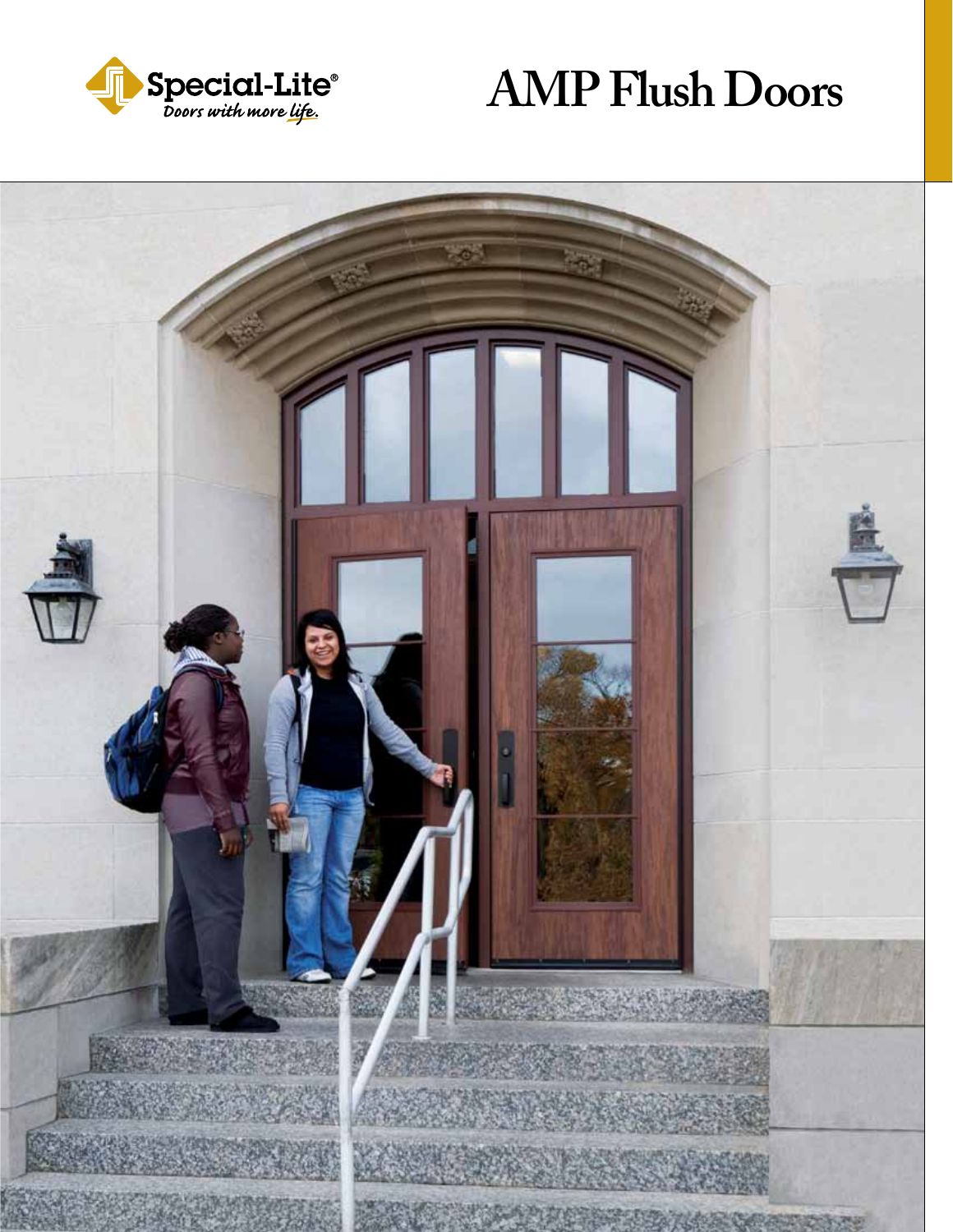Special-Lite®

*Doors with more life.*

# AMP Flush Doors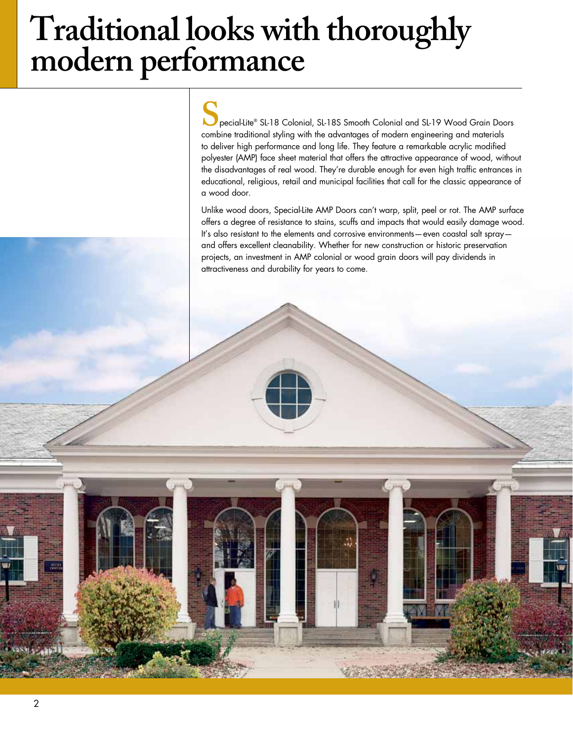# Traditional looks with thoroughly modern performance

Special-Lite® SL-18 Colonial, SL-18S Smooth Colonial and SL-19 Wood Grain Doors combine traditional styling with the advantages of modern engineering and materials to deliver high performance and long life. They feature a remarkable acrylic modified polyester (AMP) face sheet material that offers the attractive appearance of wood, without the disadvantages of real wood. They're durable enough for even high traffic entrances in educational, religious, retail and municipal facilities that call for the classic appearance of a wood door.

Unlike wood doors, Special-Lite AMP Doors can't warp, split, peel or rot. The AMP surface offers a degree of resistance to stains, scuffs and impacts that would easily damage wood. It's also resistant to the elements and corrosive environments—even coastal salt spray—and offers excellent cleanability. Whether for new construction or historic preservation projects, an investment in AMP colonial or wood grain doors will pay dividends in attractiveness and durability for years to come.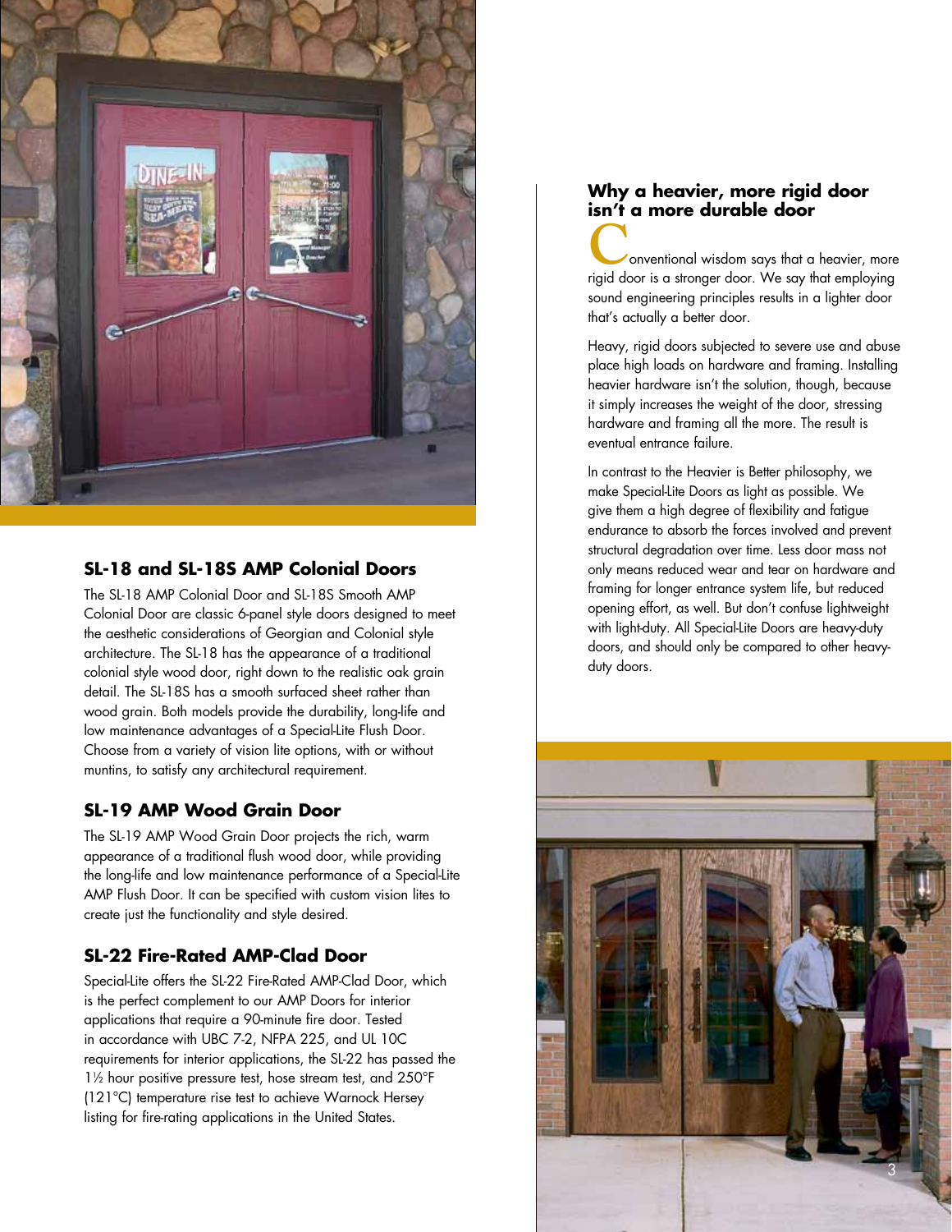## SL-18 and SL-18S AMP Colonial Doors

The SL-18 AMP Colonial Door and SL-18S Smooth AMP Colonial Door are classic 6-panel style doors designed to meet the aesthetic considerations of Georgian and Colonial style architecture. The SL-18 has the appearance of a traditional colonial style wood door, right down to the realistic oak grain detail. The SL-18S has a smooth surfaced sheet rather than wood grain. Both models provide the durability, long-life and low maintenance advantages of a Special-Lite Flush Door. Choose from a variety of vision lite options, with or without muntins, to satisfy any architectural requirement.

## SL-19 AMP Wood Grain Door

The SL-19 AMP Wood Grain Door projects the rich, warm appearance of a traditional flush wood door, while providing the long-life and low maintenance performance of a Special-Lite AMP Flush Door. It can be specified with custom vision lites to create just the functionality and style desired.

## SL-22 Fire-Rated AMP-Clad Door

Special-Lite offers the SL-22 Fire-Rated AMP-Clad Door, which is the perfect complement to our AMP Doors for interior applications that require a 90-minute fire door. Tested in accordance with UBC 7-2, NFPA 225, and UL 10C requirements for interior applications, the SL-22 has passed the 1½ hour positive pressure test, hose stream test, and 250°F (121°C) temperature rise test to achieve Warnock Hersey listing for fire-rating applications in the United States.

## Why a heavier, more rigid door isn't a more durable door

Conventional wisdom says that a heavier, more rigid door is a stronger door. We say that employing sound engineering principles results in a lighter door that's actually a better door.

Heavy, rigid doors subjected to severe use and abuse place high loads on hardware and framing. Installing heavier hardware isn't the solution, though, because it simply increases the weight of the door, stressing hardware and framing all the more. The result is eventual entrance failure.

In contrast to the Heavier is Better philosophy, we make Special-Lite Doors as light as possible. We give them a high degree of flexibility and fatigue endurance to absorb the forces involved and prevent structural degradation over time. Less door mass not only means reduced wear and tear on hardware and framing for longer entrance system life, but reduced opening effort, as well. But don't confuse lightweight with light-duty. All Special-Lite Doors are heavy-duty doors, and should only be compared to other heavy-duty doors.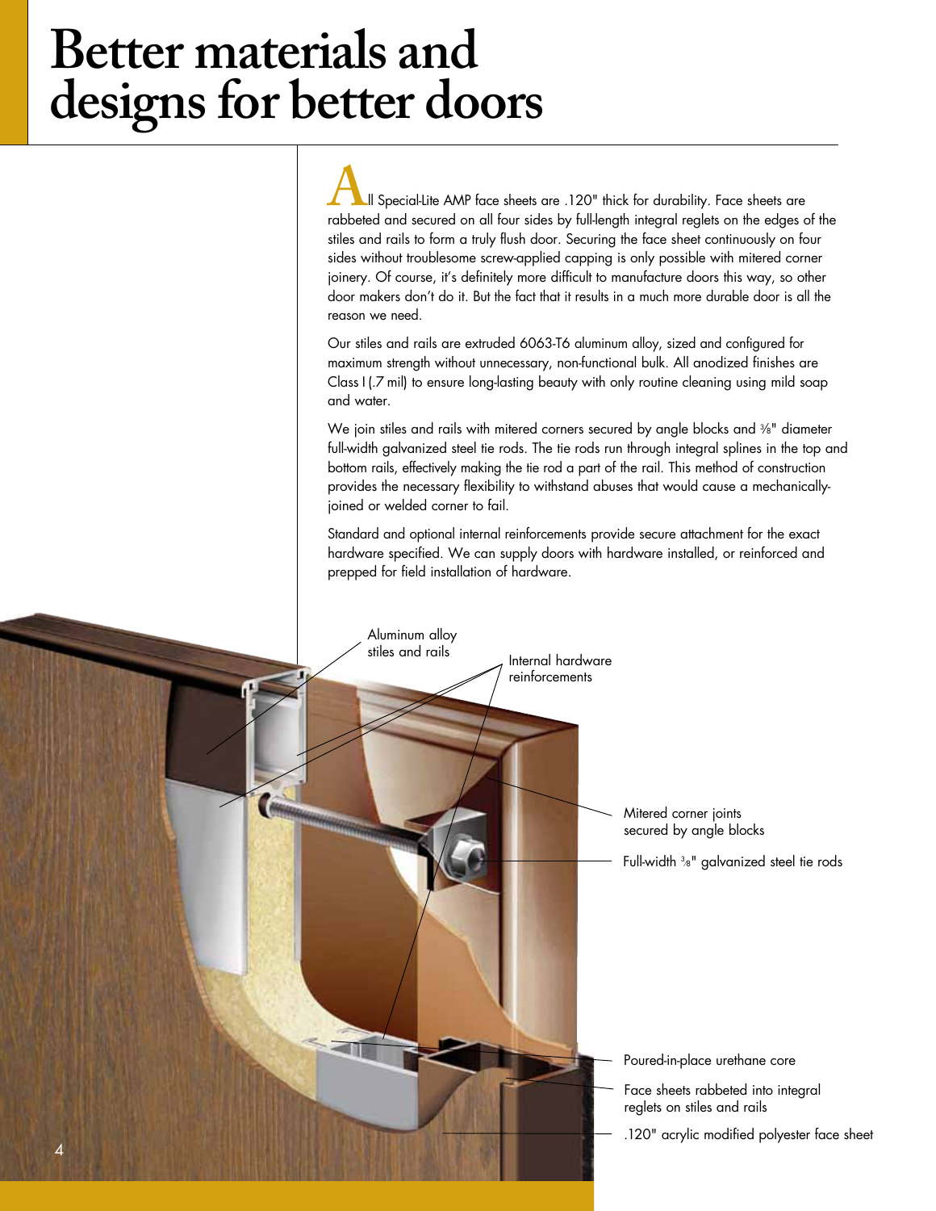# Better materials and designs for better doors

All Special-Lite AMP face sheets are .120" thick for durability. Face sheets are rabbeted and secured on all four sides by full-length integral reglets on the edges of the stiles and rails to form a truly flush door. Securing the face sheet continuously on four sides without troublesome screw-applied capping is only possible with mitered corner joinery. Of course, it's definitely more difficult to manufacture doors this way, so other door makers don't do it. But the fact that it results in a much more durable door is all the reason we need.

Our stiles and rails are extruded 6063-T6 aluminum alloy, sized and configured for maximum strength without unnecessary, non-functional bulk. All anodized finishes are Class I (.7 mil) to ensure long-lasting beauty with only routine cleaning using mild soap and water.

We join stiles and rails with mitered corners secured by angle blocks and ⅜" diameter full-width galvanized steel tie rods. The tie rods run through integral splines in the top and bottom rails, effectively making the tie rod a part of the rail. This method of construction provides the necessary flexibility to withstand abuses that would cause a mechanically-joined or welded corner to fail.

Standard and optional internal reinforcements provide secure attachment for the exact hardware specified. We can supply doors with hardware installed, or reinforced and prepped for field installation of hardware.

Aluminum alloy stiles and rails

Internal hardware reinforcements

Mitered corner joints secured by angle blocks

Full-width ⅜" galvanized steel tie rods

Poured-in-place urethane core

Face sheets rabbeted into integral reglets on stiles and rails

.120" acrylic modified polyester face sheet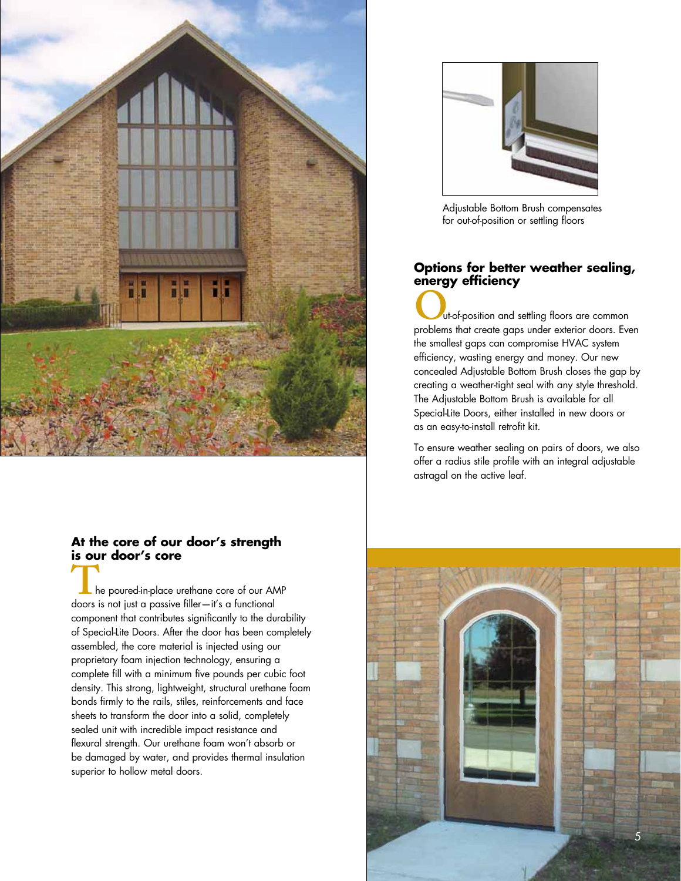Adjustable Bottom Brush compensates for out-of-position or settling floors

## Options for better weather sealing, energy efficiency

Out-of-position and settling floors are common problems that create gaps under exterior doors. Even the smallest gaps can compromise HVAC system efficiency, wasting energy and money. Our new concealed Adjustable Bottom Brush closes the gap by creating a weather-tight seal with any style threshold. The Adjustable Bottom Brush is available for all Special-Lite Doors, either installed in new doors or as an easy-to-install retrofit kit.

To ensure weather sealing on pairs of doors, we also offer a radius stile profile with an integral adjustable astragal on the active leaf.

## At the core of our door's strength is our door's core

The poured-in-place urethane core of our AMP doors is not just a passive filler—it's a functional component that contributes significantly to the durability of Special-Lite Doors. After the door has been completely assembled, the core material is injected using our proprietary foam injection technology, ensuring a complete fill with a minimum five pounds per cubic foot density. This strong, lightweight, structural urethane foam bonds firmly to the rails, stiles, reinforcements and face sheets to transform the door into a solid, completely sealed unit with incredible impact resistance and flexural strength. Our urethane foam won't absorb or be damaged by water, and provides thermal insulation superior to hollow metal doors.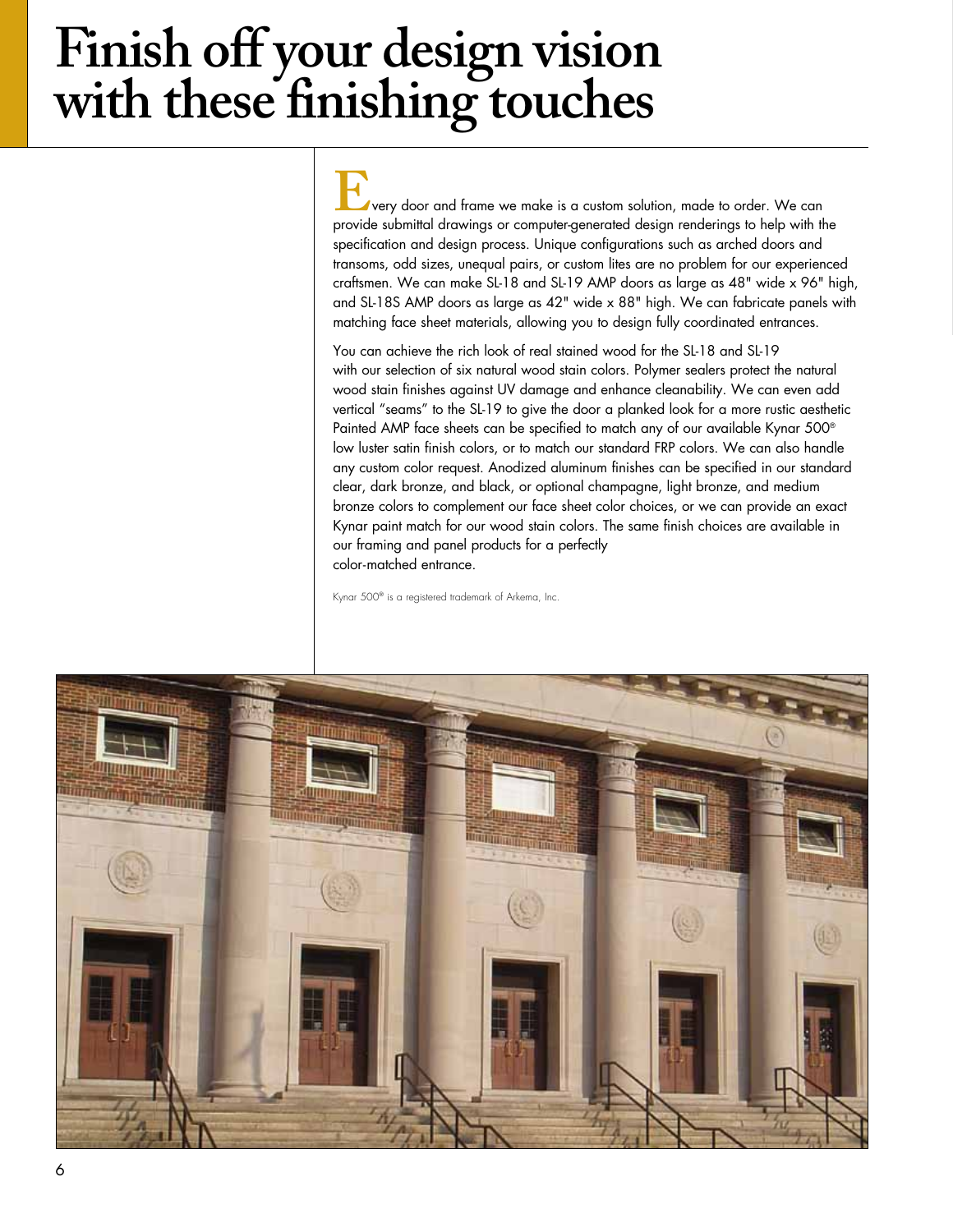# Finish off your design vision with these finishing touches

Every door and frame we make is a custom solution, made to order. We can provide submittal drawings or computer-generated design renderings to help with the specification and design process. Unique configurations such as arched doors and transoms, odd sizes, unequal pairs, or custom lites are no problem for our experienced craftsmen. We can make SL-18 and SL-19 AMP doors as large as 48" wide x 96" high, and SL-18S AMP doors as large as 42" wide x 88" high. We can fabricate panels with matching face sheet materials, allowing you to design fully coordinated entrances.

You can achieve the rich look of real stained wood for the SL-18 and SL-19 with our selection of six natural wood stain colors. Polymer sealers protect the natural wood stain finishes against UV damage and enhance cleanability. We can even add vertical "seams" to the SL-19 to give the door a planked look for a more rustic aesthetic Painted AMP face sheets can be specified to match any of our available Kynar 500® low luster satin finish colors, or to match our standard FRP colors. We can also handle any custom color request. Anodized aluminum finishes can be specified in our standard clear, dark bronze, and black, or optional champagne, light bronze, and medium bronze colors to complement our face sheet color choices, or we can provide an exact Kynar paint match for our wood stain colors. The same finish choices are available in our framing and panel products for a perfectly color-matched entrance.

Kynar 500® is a registered trademark of Arkema, Inc.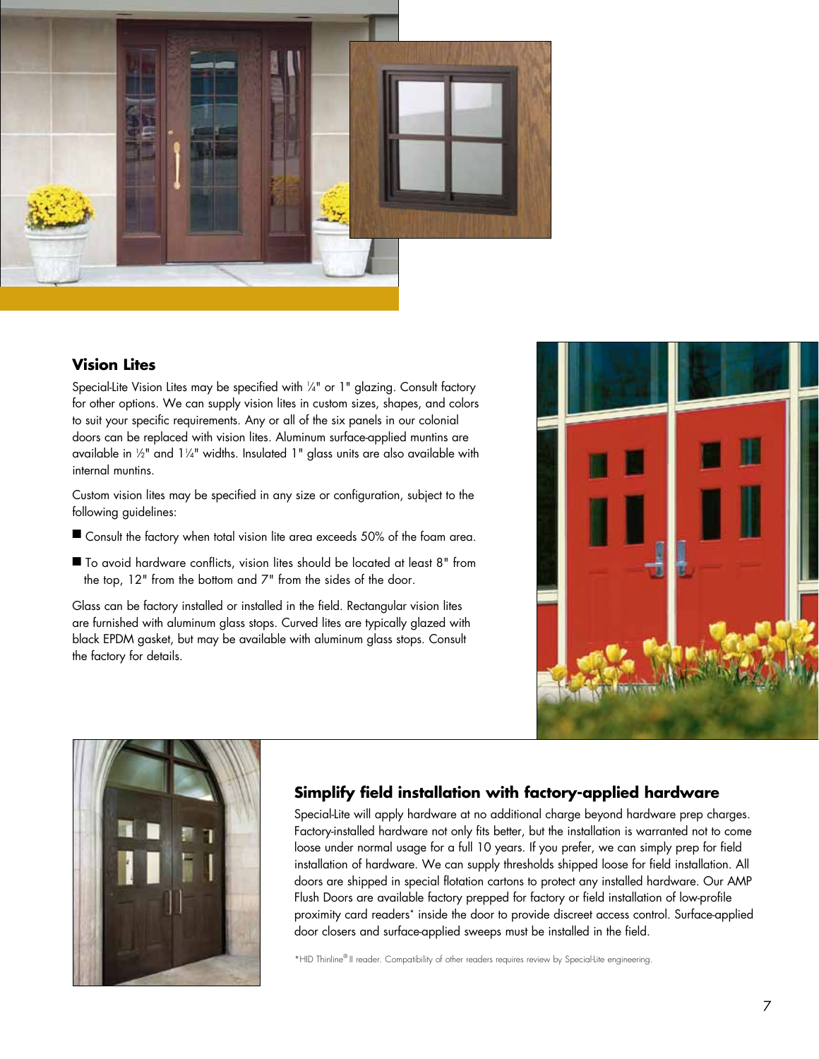## Vision Lites

Special-Lite Vision Lites may be specified with ¼" or 1" glazing. Consult factory for other options. We can supply vision lites in custom sizes, shapes, and colors to suit your specific requirements. Any or all of the six panels in our colonial doors can be replaced with vision lites. Aluminum surface-applied muntins are available in ½" and 1¼" widths. Insulated 1" glass units are also available with internal muntins.

Custom vision lites may be specified in any size or configuration, subject to the following guidelines:

- Consult the factory when total vision lite area exceeds 50% of the foam area.
- To avoid hardware conflicts, vision lites should be located at least 8" from the top, 12" from the bottom and 7" from the sides of the door.

Glass can be factory installed or installed in the field. Rectangular vision lites are furnished with aluminum glass stops. Curved lites are typically glazed with black EPDM gasket, but may be available with aluminum glass stops. Consult the factory for details.

## Simplify field installation with factory-applied hardware

Special-Lite will apply hardware at no additional charge beyond hardware prep charges. Factory-installed hardware not only fits better, but the installation is warranted not to come loose under normal usage for a full 10 years. If you prefer, we can simply prep for field installation of hardware. We can supply thresholds shipped loose for field installation. All doors are shipped in special flotation cartons to protect any installed hardware. Our AMP Flush Doors are available factory prepped for factory or field installation of low-profile proximity card readers* inside the door to provide discreet access control. Surface-applied door closers and surface-applied sweeps must be installed in the field.

*HID Thinline® II reader. Compatibility of other readers requires review by Special-Lite engineering.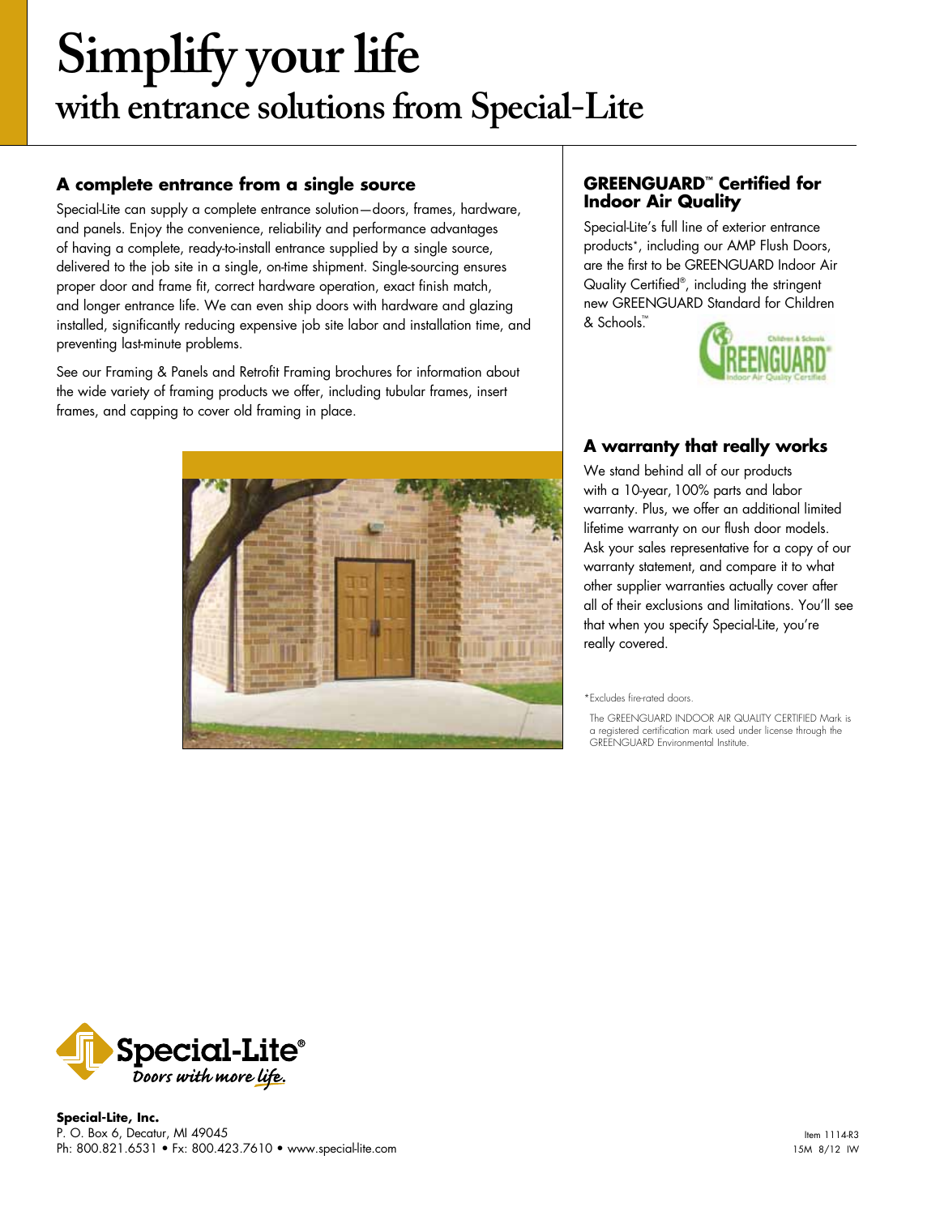# Simplify your life

## with entrance solutions from Special-Lite

### A complete entrance from a single source

Special-Lite can supply a complete entrance solution—doors, frames, hardware, and panels. Enjoy the convenience, reliability and performance advantages of having a complete, ready-to-install entrance supplied by a single source, delivered to the job site in a single, on-time shipment. Single-sourcing ensures proper door and frame fit, correct hardware operation, exact finish match, and longer entrance life. We can even ship doors with hardware and glazing installed, significantly reducing expensive job site labor and installation time, and preventing last-minute problems.

See our Framing & Panels and Retrofit Framing brochures for information about the wide variety of framing products we offer, including tubular frames, insert frames, and capping to cover old framing in place.

### GREENGUARD™ Certified for Indoor Air Quality

Special-Lite's full line of exterior entrance products*, including our AMP Flush Doors, are the first to be GREENGUARD Indoor Air Quality Certified®, including the stringent new GREENGUARD Standard for Children & Schools.™

### A warranty that really works

We stand behind all of our products with a 10-year, 100% parts and labor warranty. Plus, we offer an additional limited lifetime warranty on our flush door models. Ask your sales representative for a copy of our warranty statement, and compare it to what other supplier warranties actually cover after all of their exclusions and limitations. You'll see that when you specify Special-Lite, you're really covered.

*Excludes fire-rated doors.

The GREENGUARD INDOOR AIR QUALITY CERTIFIED Mark is a registered certification mark used under license through the GREENGUARD Environmental Institute.

Special-Lite® *Doors with more life.*

**Special-Lite, Inc.**
P. O. Box 6, Decatur, MI 49045
Ph: 800.821.6531 • Fx: 800.423.7610 • www.special-lite.com

Item 1114-R3
15M 8/12 IW